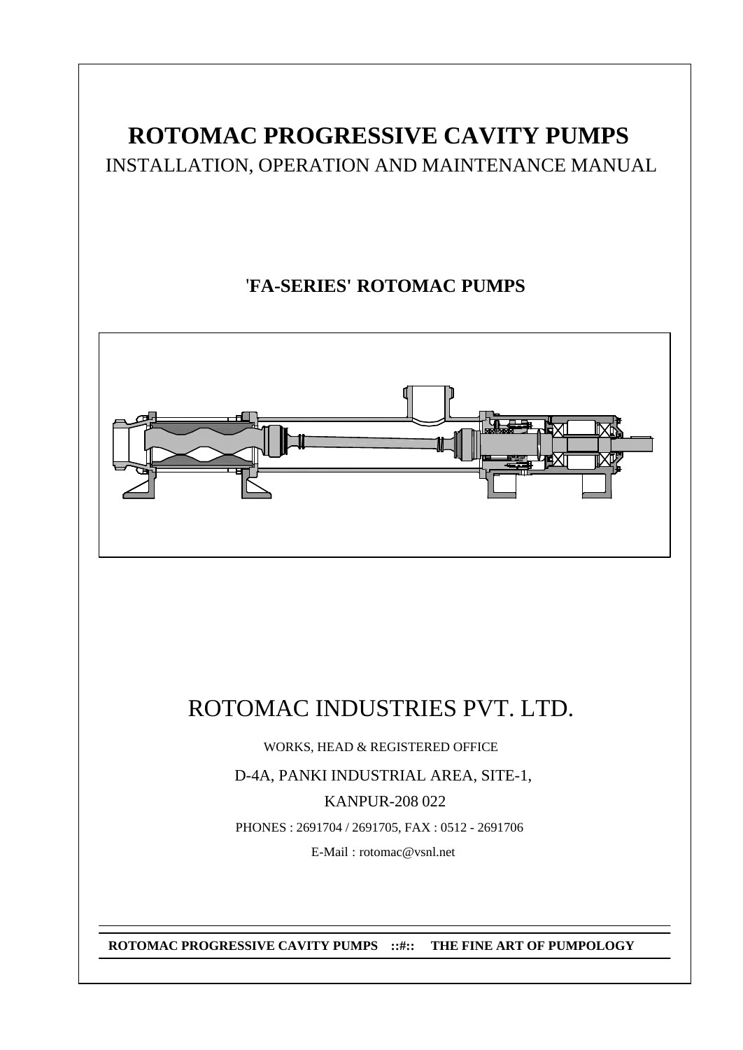# ROTOMAC PROGRESSIVE CAVITY PUMPS

INSTALLATION, OPERATION AND MAINTENANCE MANUAL

## 'FA-SERIES' ROTOMAC PUMPS

# ROTOMAC INDUSTRIES PVT. LTD.

WORKS, HEAD & REGISTERED OFFICE

D-4A, PANKI INDUSTRIAL AREA, SITE-1,

KANPUR-208 022

PHONES : 2691704 / 2691705, FAX : 0512 - 2691706

E-Mail : rotomac@vsnl.net

**ROTOMAC PROGRESSIVE CAVITY PUMPS ::#:: THE FINE ART OF PUMPOLOGY**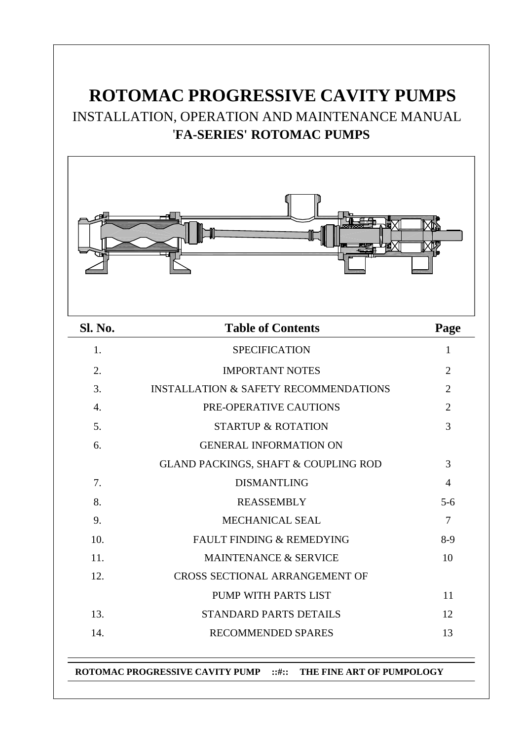# ROTOMAC PROGRESSIVE CAVITY PUMPS

## INSTALLATION, OPERATION AND MAINTENANCE MANUAL

## 'FA-SERIES' ROTOMAC PUMPS

| Sl. No. | Table of Contents | Page |
|---|---|---|
| 1. | SPECIFICATION | 1 |
| 2. | IMPORTANT NOTES | 2 |
| 3. | INSTALLATION & SAFETY RECOMMENDATIONS | 2 |
| 4. | PRE-OPERATIVE CAUTIONS | 2 |
| 5. | STARTUP & ROTATION | 3 |
| 6. | GENERAL INFORMATION ON GLAND PACKINGS, SHAFT & COUPLING ROD | 3 |
| 7. | DISMANTLING | 4 |
| 8. | REASSEMBLY | 5-6 |
| 9. | MECHANICAL SEAL | 7 |
| 10. | FAULT FINDING & REMEDYING | 8-9 |
| 11. | MAINTENANCE & SERVICE | 10 |
| 12. | CROSS SECTIONAL ARRANGEMENT OF PUMP WITH PARTS LIST | 11 |
| 13. | STANDARD PARTS DETAILS | 12 |
| 14. | RECOMMENDED SPARES | 13 |

**ROTOMAC PROGRESSIVE CAVITY PUMP ::#:: THE FINE ART OF PUMPOLOGY**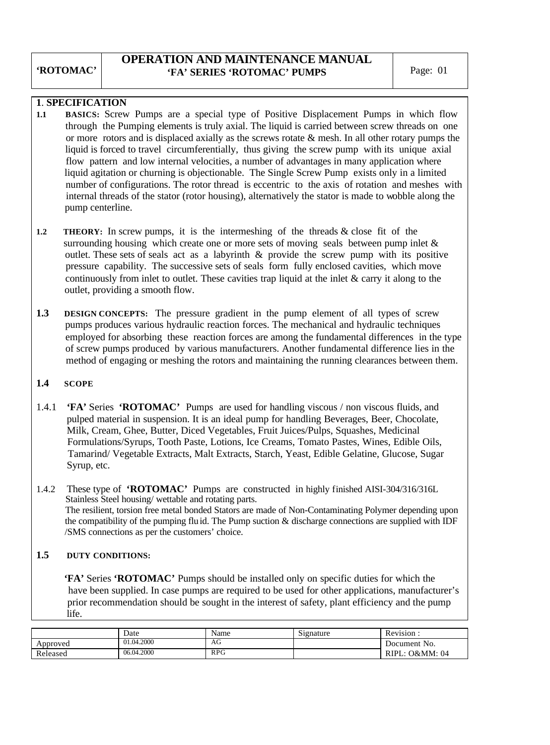## 1. SPECIFICATION

**1.1 BASICS:** Screw Pumps are a special type of Positive Displacement Pumps in which flow through the Pumping elements is truly axial. The liquid is carried between screw threads on one or more rotors and is displaced axially as the screws rotate & mesh. In all other rotary pumps the liquid is forced to travel circumferentially, thus giving the screw pump with its unique axial flow pattern and low internal velocities, a number of advantages in many application where liquid agitation or churning is objectionable. The Single Screw Pump exists only in a limited number of configurations. The rotor thread is eccentric to the axis of rotation and meshes with internal threads of the stator (rotor housing), alternatively the stator is made to wobble along the pump centerline.

**1.2 THEORY:** In screw pumps, it is the intermeshing of the threads & close fit of the surrounding housing which create one or more sets of moving seals between pump inlet & outlet. These sets of seals act as a labyrinth & provide the screw pump with its positive pressure capability. The successive sets of seals form fully enclosed cavities, which move continuously from inlet to outlet. These cavities trap liquid at the inlet & carry it along to the outlet, providing a smooth flow.

**1.3 DESIGN CONCEPTS:** The pressure gradient in the pump element of all types of screw pumps produces various hydraulic reaction forces. The mechanical and hydraulic techniques employed for absorbing these reaction forces are among the fundamental differences in the type of screw pumps produced by various manufacturers. Another fundamental difference lies in the method of engaging or meshing the rotors and maintaining the running clearances between them.

### 1.4 SCOPE

1.4.1 **'FA'** Series **'ROTOMAC'** Pumps are used for handling viscous / non viscous fluids, and pulped material in suspension. It is an ideal pump for handling Beverages, Beer, Chocolate, Milk, Cream, Ghee, Butter, Diced Vegetables, Fruit Juices/Pulps, Squashes, Medicinal Formulations/Syrups, Tooth Paste, Lotions, Ice Creams, Tomato Pastes, Wines, Edible Oils, Tamarind/ Vegetable Extracts, Malt Extracts, Starch, Yeast, Edible Gelatine, Glucose, Sugar Syrup, etc.

1.4.2 These type of **'ROTOMAC'** Pumps are constructed in highly finished AISI-304/316/316L Stainless Steel housing/ wettable and rotating parts.
The resilient, torsion free metal bonded Stators are made of Non-Contaminating Polymer depending upon the compatibility of the pumping fluid. The Pump suction & discharge connections are supplied with IDF /SMS connections as per the customers' choice.

### 1.5 DUTY CONDITIONS:

**'FA'** Series **'ROTOMAC'** Pumps should be installed only on specific duties for which the have been supplied. In case pumps are required to be used for other applications, manufacturer's prior recommendation should be sought in the interest of safety, plant efficiency and the pump life.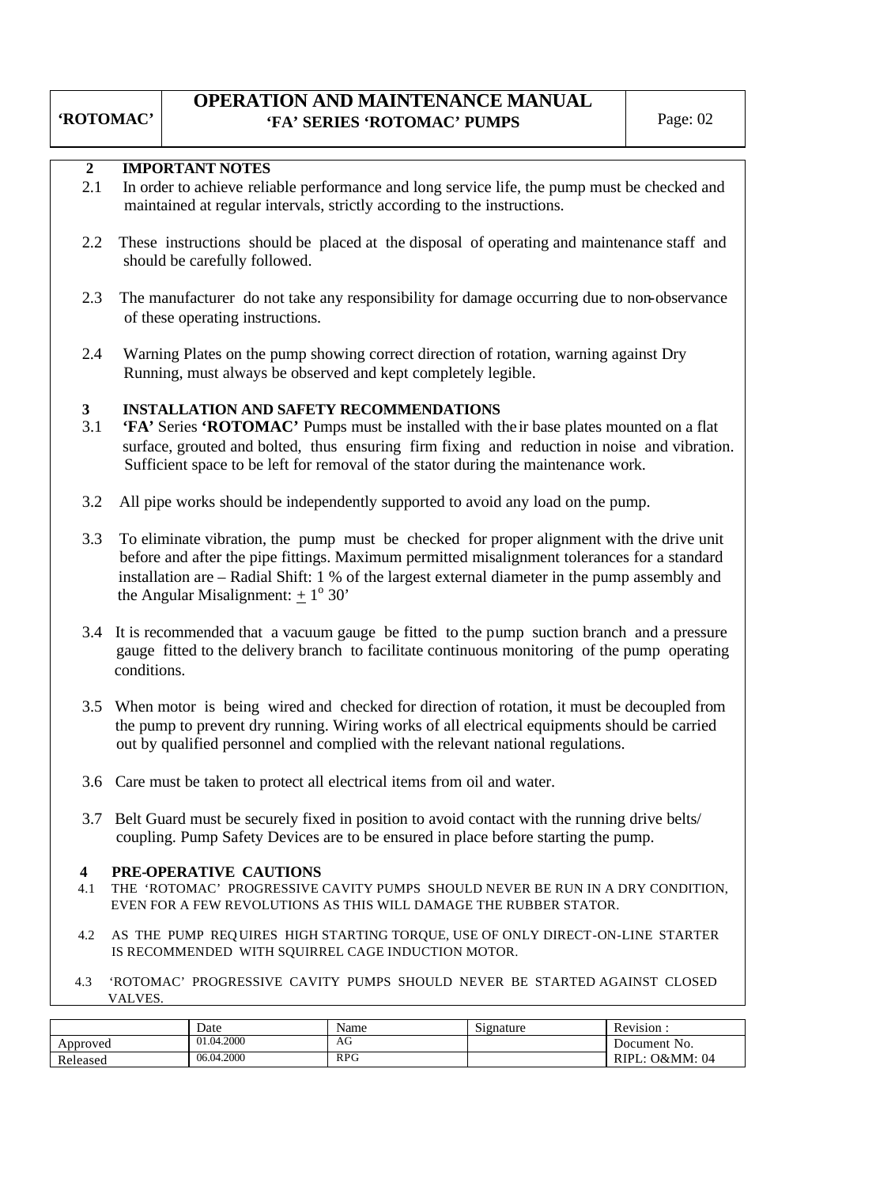## 2 IMPORTANT NOTES

2.1 In order to achieve reliable performance and long service life, the pump must be checked and maintained at regular intervals, strictly according to the instructions.

2.2 These instructions should be placed at the disposal of operating and maintenance staff and should be carefully followed.

2.3 The manufacturer do not take any responsibility for damage occurring due to non-observance of these operating instructions.

2.4 Warning Plates on the pump showing correct direction of rotation, warning against Dry Running, must always be observed and kept completely legible.

## 3 INSTALLATION AND SAFETY RECOMMENDATIONS

3.1 **'FA'** Series **'ROTOMAC'** Pumps must be installed with their base plates mounted on a flat surface, grouted and bolted, thus ensuring firm fixing and reduction in noise and vibration. Sufficient space to be left for removal of the stator during the maintenance work.

3.2 All pipe works should be independently supported to avoid any load on the pump.

3.3 To eliminate vibration, the pump must be checked for proper alignment with the drive unit before and after the pipe fittings. Maximum permitted misalignment tolerances for a standard installation are – Radial Shift: 1 % of the largest external diameter in the pump assembly and the Angular Misalignment: $\pm 1^{o}$ 30'

3.4 It is recommended that a vacuum gauge be fitted to the pump suction branch and a pressure gauge fitted to the delivery branch to facilitate continuous monitoring of the pump operating conditions.

3.5 When motor is being wired and checked for direction of rotation, it must be decoupled from the pump to prevent dry running. Wiring works of all electrical equipments should be carried out by qualified personnel and complied with the relevant national regulations.

3.6 Care must be taken to protect all electrical items from oil and water.

3.7 Belt Guard must be securely fixed in position to avoid contact with the running drive belts/ coupling. Pump Safety Devices are to be ensured in place before starting the pump.

## 4 PRE-OPERATIVE CAUTIONS

4.1 THE 'ROTOMAC' PROGRESSIVE CAVITY PUMPS SHOULD NEVER BE RUN IN A DRY CONDITION, EVEN FOR A FEW REVOLUTIONS AS THIS WILL DAMAGE THE RUBBER STATOR.

4.2 AS THE PUMP REQUIRES HIGH STARTING TORQUE, USE OF ONLY DIRECT-ON-LINE STARTER IS RECOMMENDED WITH SQUIRREL CAGE INDUCTION MOTOR.

4.3 'ROTOMAC' PROGRESSIVE CAVITY PUMPS SHOULD NEVER BE STARTED AGAINST CLOSED VALVES.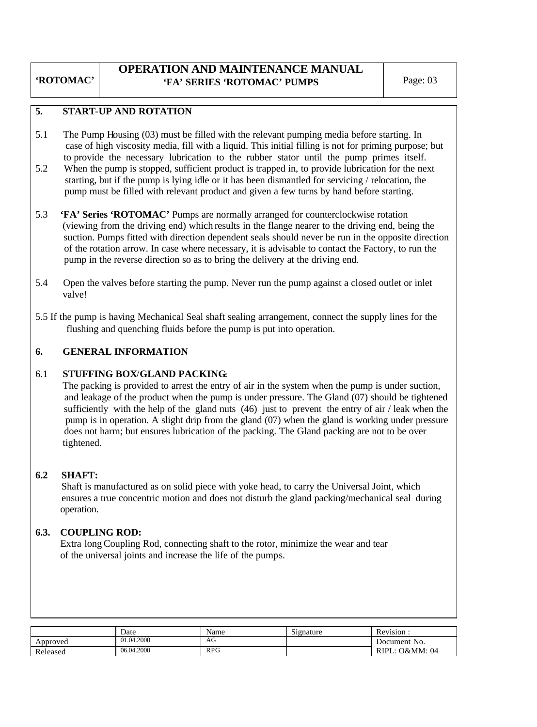## 5. START-UP AND ROTATION

5.1 The Pump Housing (03) must be filled with the relevant pumping media before starting. In case of high viscosity media, fill with a liquid. This initial filling is not for priming purpose; but to provide the necessary lubrication to the rubber stator until the pump primes itself.

5.2 When the pump is stopped, sufficient product is trapped in, to provide lubrication for the next starting, but if the pump is lying idle or it has been dismantled for servicing / relocation, the pump must be filled with relevant product and given a few turns by hand before starting.

5.3 **'FA' Series 'ROTOMAC'** Pumps are normally arranged for counterclockwise rotation (viewing from the driving end) which results in the flange nearer to the driving end, being the suction. Pumps fitted with direction dependent seals should never be run in the opposite direction of the rotation arrow. In case where necessary, it is advisable to contact the Factory, to run the pump in the reverse direction so as to bring the delivery at the driving end.

5.4 Open the valves before starting the pump. Never run the pump against a closed outlet or inlet valve!

5.5 If the pump is having Mechanical Seal shaft sealing arrangement, connect the supply lines for the flushing and quenching fluids before the pump is put into operation.

## 6. GENERAL INFORMATION

### 6.1 STUFFING BOX/GLAND PACKING:

The packing is provided to arrest the entry of air in the system when the pump is under suction, and leakage of the product when the pump is under pressure. The Gland (07) should be tightened sufficiently with the help of the gland nuts (46) just to prevent the entry of air / leak when the pump is in operation. A slight drip from the gland (07) when the gland is working under pressure does not harm; but ensures lubrication of the packing. The Gland packing are not to be over tightened.

### 6.2 SHAFT:

Shaft is manufactured as on solid piece with yoke head, to carry the Universal Joint, which ensures a true concentric motion and does not disturb the gland packing/mechanical seal during operation.

### 6.3. COUPLING ROD:

Extra long Coupling Rod, connecting shaft to the rotor, minimize the wear and tear of the universal joints and increase the life of the pumps.

| | Date | Name | Signature | Revision : |
|---|---|---|---|---|
| Approved | 01.04.2000 | AG | | Document No. |
| Released | 06.04.2000 | RPG | | RIPL: O&MM: 04 |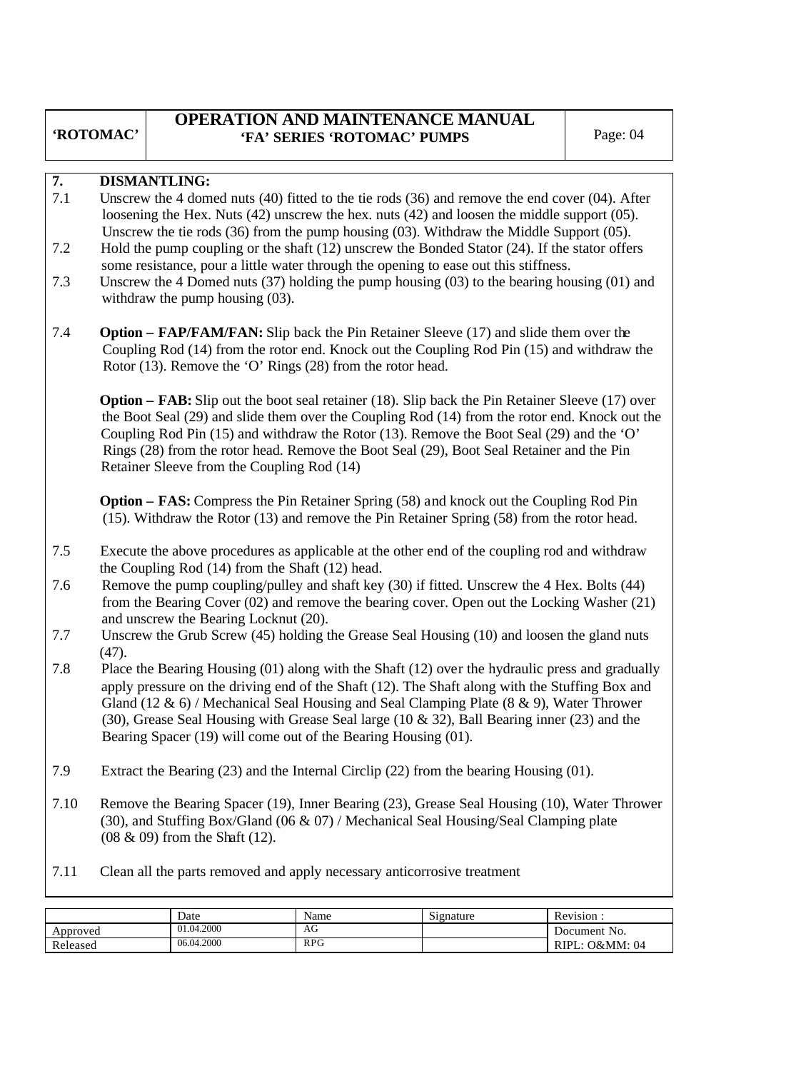## 7. DISMANTLING:

7.1 Unscrew the 4 domed nuts (40) fitted to the tie rods (36) and remove the end cover (04). After loosening the Hex. Nuts (42) unscrew the hex. nuts (42) and loosen the middle support (05). Unscrew the tie rods (36) from the pump housing (03). Withdraw the Middle Support (05).

7.2 Hold the pump coupling or the shaft (12) unscrew the Bonded Stator (24). If the stator offers some resistance, pour a little water through the opening to ease out this stiffness.

7.3 Unscrew the 4 Domed nuts (37) holding the pump housing (03) to the bearing housing (01) and withdraw the pump housing (03).

7.4 **Option – FAP/FAM/FAN:** Slip back the Pin Retainer Sleeve (17) and slide them over the Coupling Rod (14) from the rotor end. Knock out the Coupling Rod Pin (15) and withdraw the Rotor (13). Remove the 'O' Rings (28) from the rotor head.

**Option – FAB:** Slip out the boot seal retainer (18). Slip back the Pin Retainer Sleeve (17) over the Boot Seal (29) and slide them over the Coupling Rod (14) from the rotor end. Knock out the Coupling Rod Pin (15) and withdraw the Rotor (13). Remove the Boot Seal (29) and the 'O' Rings (28) from the rotor head. Remove the Boot Seal (29), Boot Seal Retainer and the Pin Retainer Sleeve from the Coupling Rod (14)

**Option – FAS:** Compress the Pin Retainer Spring (58) and knock out the Coupling Rod Pin (15). Withdraw the Rotor (13) and remove the Pin Retainer Spring (58) from the rotor head.

7.5 Execute the above procedures as applicable at the other end of the coupling rod and withdraw the Coupling Rod (14) from the Shaft (12) head.

7.6 Remove the pump coupling/pulley and shaft key (30) if fitted. Unscrew the 4 Hex. Bolts (44) from the Bearing Cover (02) and remove the bearing cover. Open out the Locking Washer (21) and unscrew the Bearing Locknut (20).

7.7 Unscrew the Grub Screw (45) holding the Grease Seal Housing (10) and loosen the gland nuts (47).

7.8 Place the Bearing Housing (01) along with the Shaft (12) over the hydraulic press and gradually apply pressure on the driving end of the Shaft (12). The Shaft along with the Stuffing Box and Gland (12 & 6) / Mechanical Seal Housing and Seal Clamping Plate (8 & 9), Water Thrower (30), Grease Seal Housing with Grease Seal large (10 & 32), Ball Bearing inner (23) and the Bearing Spacer (19) will come out of the Bearing Housing (01).

7.9 Extract the Bearing (23) and the Internal Circlip (22) from the bearing Housing (01).

7.10 Remove the Bearing Spacer (19), Inner Bearing (23), Grease Seal Housing (10), Water Thrower (30), and Stuffing Box/Gland (06 & 07) / Mechanical Seal Housing/Seal Clamping plate (08 & 09) from the Shaft (12).

7.11 Clean all the parts removed and apply necessary anticorrosive treatment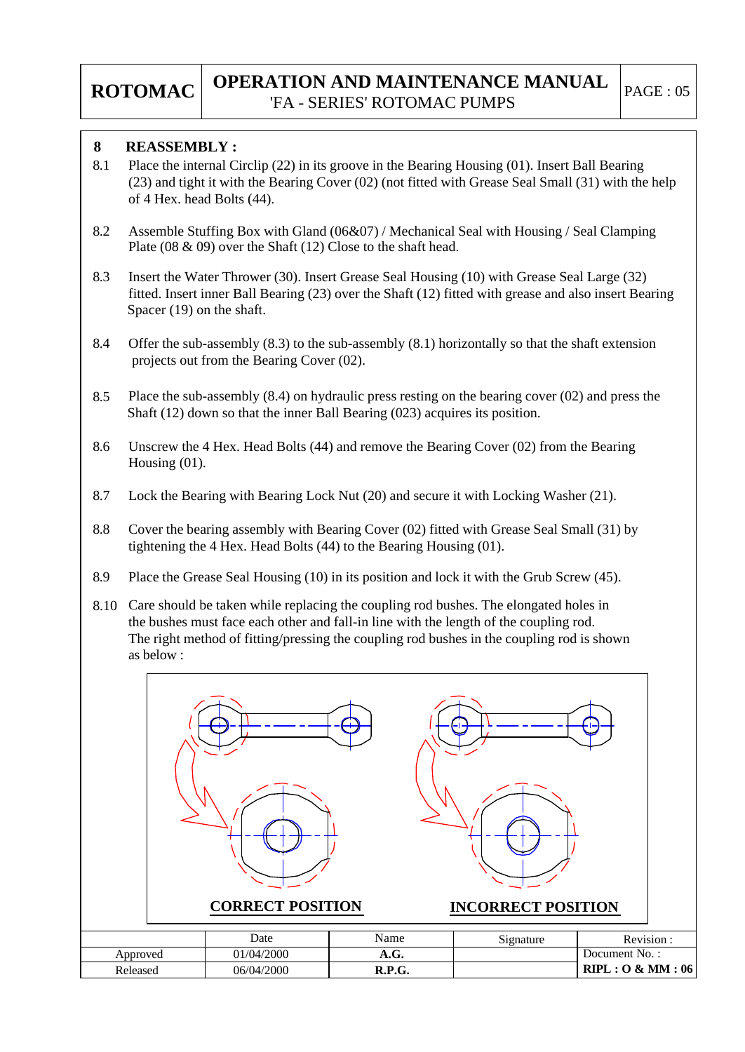## 8 REASSEMBLY :

8.1 Place the internal Circlip (22) in its groove in the Bearing Housing (01). Insert Ball Bearing (23) and tight it with the Bearing Cover (02) (not fitted with Grease Seal Small (31) with the help of 4 Hex. head Bolts (44).

8.2 Assemble Stuffing Box with Gland (06&07) / Mechanical Seal with Housing / Seal Clamping Plate (08 & 09) over the Shaft (12) Close to the shaft head.

8.3 Insert the Water Thrower (30). Insert Grease Seal Housing (10) with Grease Seal Large (32) fitted. Insert inner Ball Bearing (23) over the Shaft (12) fitted with grease and also insert Bearing Spacer (19) on the shaft.

8.4 Offer the sub-assembly (8.3) to the sub-assembly (8.1) horizontally so that the shaft extension projects out from the Bearing Cover (02).

8.5 Place the sub-assembly (8.4) on hydraulic press resting on the bearing cover (02) and press the Shaft (12) down so that the inner Ball Bearing (023) acquires its position.

8.6 Unscrew the 4 Hex. Head Bolts (44) and remove the Bearing Cover (02) from the Bearing Housing (01).

8.7 Lock the Bearing with Bearing Lock Nut (20) and secure it with Locking Washer (21).

8.8 Cover the bearing assembly with Bearing Cover (02) fitted with Grease Seal Small (31) by tightening the 4 Hex. Head Bolts (44) to the Bearing Housing (01).

8.9 Place the Grease Seal Housing (10) in its position and lock it with the Grub Screw (45).

8.10 Care should be taken while replacing the coupling rod bushes. The elongated holes in the bushes must face each other and fall-in line with the length of the coupling rod. The right method of fitting/pressing the coupling rod bushes in the coupling rod is shown as below :

**CORRECT POSITION** **INCORRECT POSITION**

| | Date | Name | Signature | Revision : |
|---|---|---|---|---|
| Approved | 01/04/2000 | **A.G.** | | Document No. : |
| Released | 06/04/2000 | **R.P.G.** | | **RIPL : O & MM : 06** |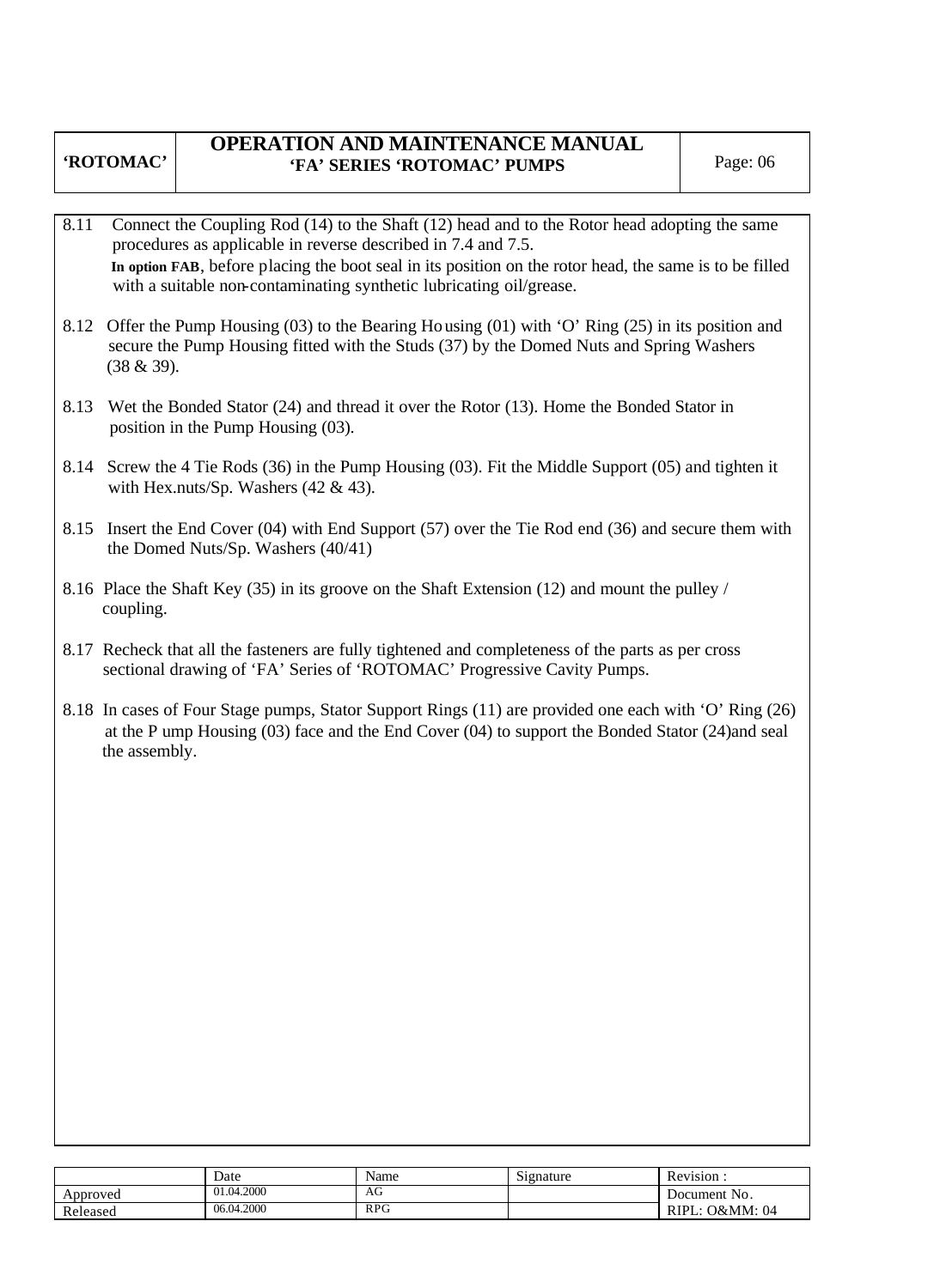8.11 Connect the Coupling Rod (14) to the Shaft (12) head and to the Rotor head adopting the same procedures as applicable in reverse described in 7.4 and 7.5.
**In option FAB**, before placing the boot seal in its position on the rotor head, the same is to be filled with a suitable non-contaminating synthetic lubricating oil/grease.

8.12 Offer the Pump Housing (03) to the Bearing Housing (01) with 'O' Ring (25) in its position and secure the Pump Housing fitted with the Studs (37) by the Domed Nuts and Spring Washers (38 & 39).

8.13 Wet the Bonded Stator (24) and thread it over the Rotor (13). Home the Bonded Stator in position in the Pump Housing (03).

8.14 Screw the 4 Tie Rods (36) in the Pump Housing (03). Fit the Middle Support (05) and tighten it with Hex.nuts/Sp. Washers (42 & 43).

8.15 Insert the End Cover (04) with End Support (57) over the Tie Rod end (36) and secure them with the Domed Nuts/Sp. Washers (40/41)

8.16 Place the Shaft Key (35) in its groove on the Shaft Extension (12) and mount the pulley / coupling.

8.17 Recheck that all the fasteners are fully tightened and completeness of the parts as per cross sectional drawing of 'FA' Series of 'ROTOMAC' Progressive Cavity Pumps.

8.18 In cases of Four Stage pumps, Stator Support Rings (11) are provided one each with 'O' Ring (26) at the Pump Housing (03) face and the End Cover (04) to support the Bonded Stator (24)and seal the assembly.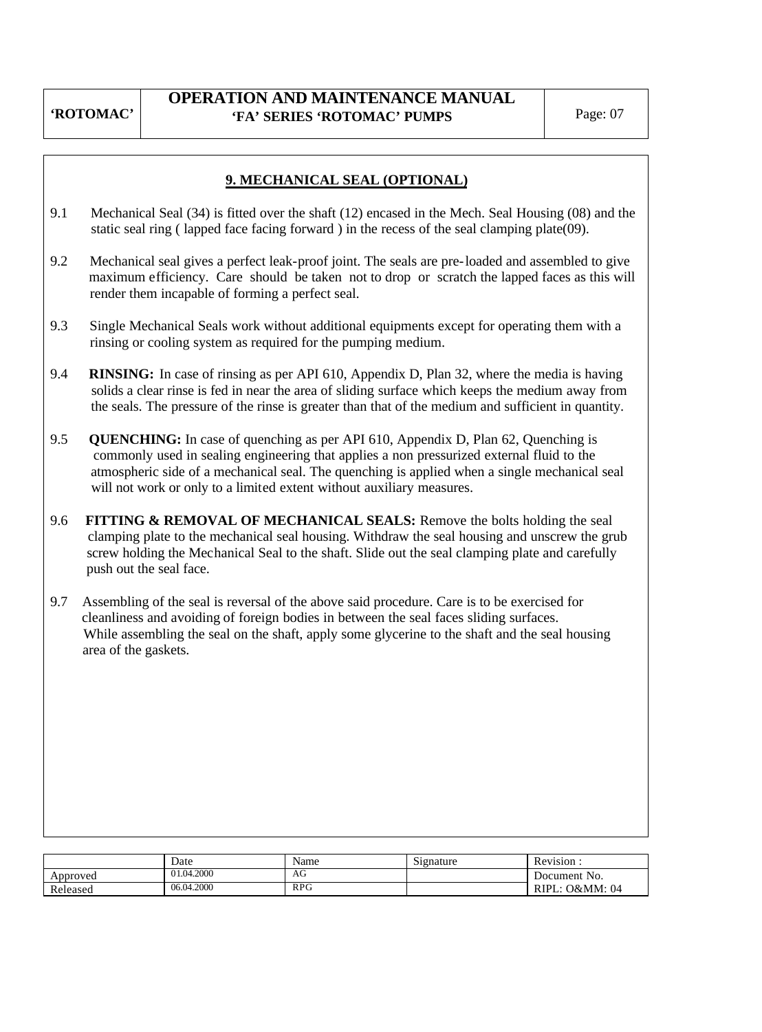## 9. MECHANICAL SEAL (OPTIONAL)

9.1 Mechanical Seal (34) is fitted over the shaft (12) encased in the Mech. Seal Housing (08) and the static seal ring ( lapped face facing forward ) in the recess of the seal clamping plate(09).

9.2 Mechanical seal gives a perfect leak-proof joint. The seals are pre-loaded and assembled to give maximum efficiency. Care should be taken not to drop or scratch the lapped faces as this will render them incapable of forming a perfect seal.

9.3 Single Mechanical Seals work without additional equipments except for operating them with a rinsing or cooling system as required for the pumping medium.

9.4 **RINSING:** In case of rinsing as per API 610, Appendix D, Plan 32, where the media is having solids a clear rinse is fed in near the area of sliding surface which keeps the medium away from the seals. The pressure of the rinse is greater than that of the medium and sufficient in quantity.

9.5 **QUENCHING:** In case of quenching as per API 610, Appendix D, Plan 62, Quenching is commonly used in sealing engineering that applies a non pressurized external fluid to the atmospheric side of a mechanical seal. The quenching is applied when a single mechanical seal will not work or only to a limited extent without auxiliary measures.

9.6 **FITTING & REMOVAL OF MECHANICAL SEALS:** Remove the bolts holding the seal clamping plate to the mechanical seal housing. Withdraw the seal housing and unscrew the grub screw holding the Mechanical Seal to the shaft. Slide out the seal clamping plate and carefully push out the seal face.

9.7 Assembling of the seal is reversal of the above said procedure. Care is to be exercised for cleanliness and avoiding of foreign bodies in between the seal faces sliding surfaces. While assembling the seal on the shaft, apply some glycerine to the shaft and the seal housing area of the gaskets.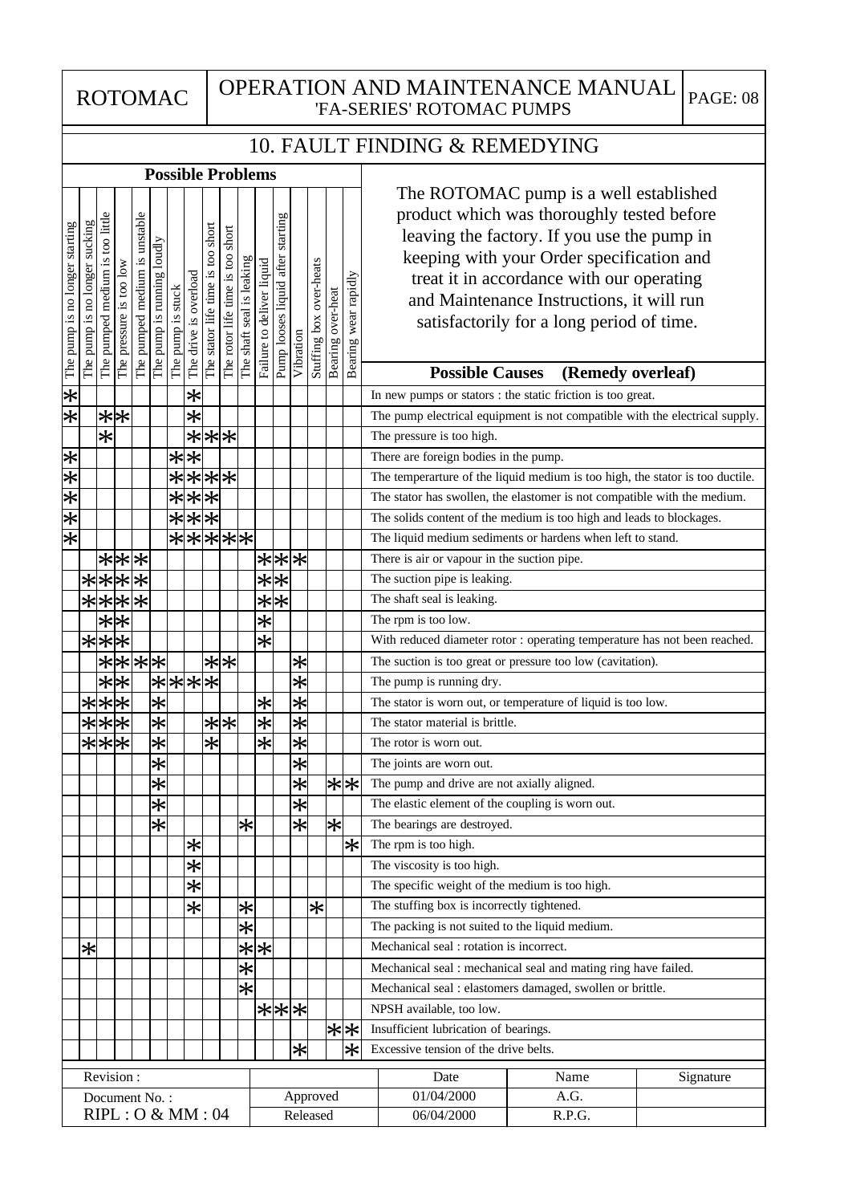## 10. FAULT FINDING & REMEDYING

The ROTOMAC pump is a well established product which was thoroughly tested before leaving the factory. If you use the pump in keeping with your Order specification and treat it in accordance with our operating and Maintenance Instructions, it will run satisfactorily for a long period of time.

**Possible Problems**

| The pump is no longer starting | The pump is no longer sucking | The pumped medium is too little | The pressure is too low | The pumped medium is unstable | The pump is running loudly | The pump is stuck | The drive is overload | The stator life time is too short | The rotor life time is too short | The shaft seal is leaking | Failure to deliver liquid | Pump looses liquid after starting | Vibration | Stuffing box over-heats | Bearing over-heat | Bearing wear rapidly | **Possible Causes (Remedy overleaf)** |
|---|---|---|---|---|---|---|---|---|---|---|---|---|---|---|---|---|---|
| * | | | | | | | * | | | | | | | | | | In new pumps or stators : the static friction is too great. |
| * | | * | * | | | | * | | | | | | | | | | The pump electrical equipment is not compatible with the electrical supply. |
| | | * | | | | | * | * | * | | | | | | | | The pressure is too high. |
| * | | | | | | * | * | | | | | | | | | | There are foreign bodies in the pump. |
| * | | | | | | * | * | * | * | | | | | | | | The temperarture of the liquid medium is too high, the stator is too ductile. |
| * | | | | | | * | * | * | | | | | | | | | The stator has swollen, the elastomer is not compatible with the medium. |
| * | | | | | | * | * | * | | | | | | | | | The solids content of the medium is too high and leads to blockages. |
| * | | | | | | * | * | * | * | * | | | | | | | The liquid medium sediments or hardens when left to stand. |
| | | * | * | * | | | | | | | * | * | * | | | | There is air or vapour in the suction pipe. |
| | * | * | * | * | | | | | | | * | * | | | | | The suction pipe is leaking. |
| | * | * | * | * | | | | | | | * | * | | | | | The shaft seal is leaking. |
| | | * | * | | | | | | | | * | | | | | | The rpm is too low. |
| | * | * | * | | | | | | | | * | | | | | | With reduced diameter rotor : operating temperature has not been reached. |
| | | * | * | * | * | | | * | * | | | | * | | | | The suction is too great or pressure too low (cavitation). |
| | | * | * | | * | * | * | * | | | | | * | | | | The pump is running dry. |
| | * | * | * | | * | | | | | | * | | * | | | | The stator is worn out, or temperature of liquid is too low. |
| | * | * | * | | * | | | * | * | | * | | * | | | | The stator material is brittle. |
| | * | * | * | | * | | | * | | | * | | * | | | | The rotor is worn out. |
| | | | | | * | | | | | | | | * | | | | The joints are worn out. |
| | | | | | * | | | | | | | | * | | * | * | The pump and drive are not axially aligned. |
| | | | | | * | | | | | | | | * | | | | The elastic element of the coupling is worn out. |
| | | | | | * | | | | | * | | | * | | * | | The bearings are destroyed. |
| | | | | | | | * | | | | | | | | | * | The rpm is too high. |
| | | | | | | | * | | | | | | | | | | The viscosity is too high. |
| | | | | | | | * | | | | | | | | | | The specific weight of the medium is too high. |
| | | | | | | | * | | | * | | | | * | | | The stuffing box is incorrectly tightened. |
| | | | | | | | | | | * | | | | | | | The packing is not suited to the liquid medium. |
| | * | | | | | | | | | * | * | | | | | | Mechanical seal : rotation is incorrect. |
| | | | | | | | | | | * | | | | | | | Mechanical seal : mechanical seal and mating ring have failed. |
| | | | | | | | | | | * | | | | | | | Mechanical seal : elastomers damaged, swollen or brittle. |
| | | | | | | | | | | | * | * | * | | | | NPSH available, too low. |
| | | | | | | | | | | | | | | | * | * | Insufficient lubrication of bearings. |
| | | | | | | | | | | | | | * | | | * | Excessive tension of the drive belts. |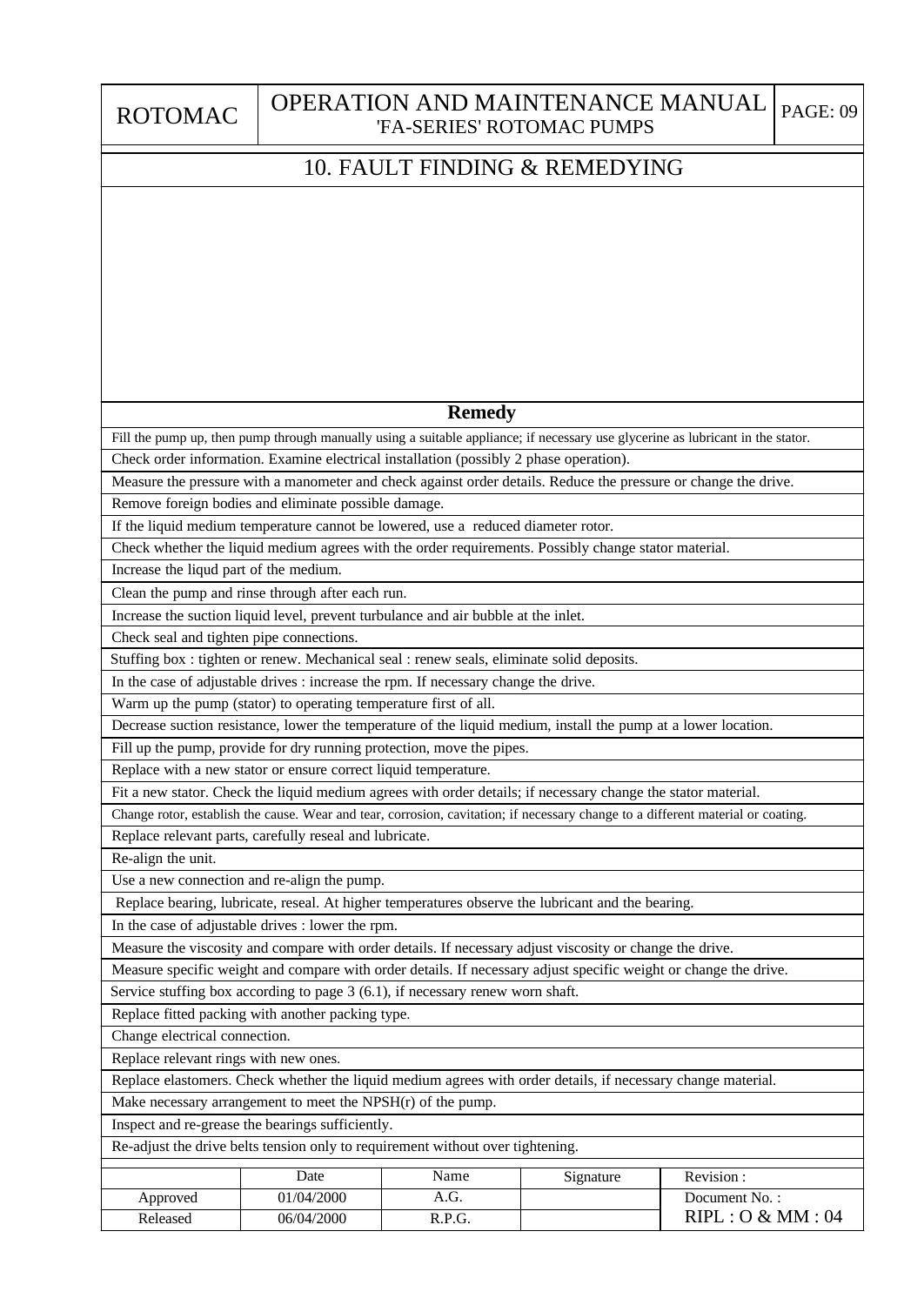## 10. FAULT FINDING & REMEDYING

| Remedy |
|---|
| Fill the pump up, then pump through manually using a suitable appliance; if necessary use glycerine as lubricant in the stator. |
| Check order information. Examine electrical installation (possibly 2 phase operation). |
| Measure the pressure with a manometer and check against order details. Reduce the pressure or change the drive. |
| Remove foreign bodies and eliminate possible damage. |
| If the liquid medium temperature cannot be lowered, use a reduced diameter rotor. |
| Check whether the liquid medium agrees with the order requirements. Possibly change stator material. |
| Increase the liqud part of the medium. |
| Clean the pump and rinse through after each run. |
| Increase the suction liquid level, prevent turbulance and air bubble at the inlet. |
| Check seal and tighten pipe connections. |
| Stuffing box : tighten or renew. Mechanical seal : renew seals, eliminate solid deposits. |
| In the case of adjustable drives : increase the rpm. If necessary change the drive. |
| Warm up the pump (stator) to operating temperature first of all. |
| Decrease suction resistance, lower the temperature of the liquid medium, install the pump at a lower location. |
| Fill up the pump, provide for dry running protection, move the pipes. |
| Replace with a new stator or ensure correct liquid temperature. |
| Fit a new stator. Check the liquid medium agrees with order details; if necessary change the stator material. |
| Change rotor, establish the cause. Wear and tear, corrosion, cavitation; if necessary change to a different material or coating. |
| Replace relevant parts, carefully reseal and lubricate. |
| Re-align the unit. |
| Use a new connection and re-align the pump. |
| Replace bearing, lubricate, reseal. At higher temperatures observe the lubricant and the bearing. |
| In the case of adjustable drives : lower the rpm. |
| Measure the viscosity and compare with order details. If necessary adjust viscosity or change the drive. |
| Measure specific weight and compare with order details. If necessary adjust specific weight or change the drive. |
| Service stuffing box according to page 3 (6.1), if necessary renew worn shaft. |
| Replace fitted packing with another packing type. |
| Change electrical connection. |
| Replace relevant rings with new ones. |
| Replace elastomers. Check whether the liquid medium agrees with order details, if necessary change material. |
| Make necessary arrangement to meet the NPSH(r) of the pump. |
| Inspect and re-grease the bearings sufficiently. |
| Re-adjust the drive belts tension only to requirement without over tightening. |

| | Date | Name | Signature | Revision : |
|---|---|---|---|---|
| Approved | 01/04/2000 | A.G. | | Document No. : |
| Released | 06/04/2000 | R.P.G. | | RIPL : O & MM : 04 |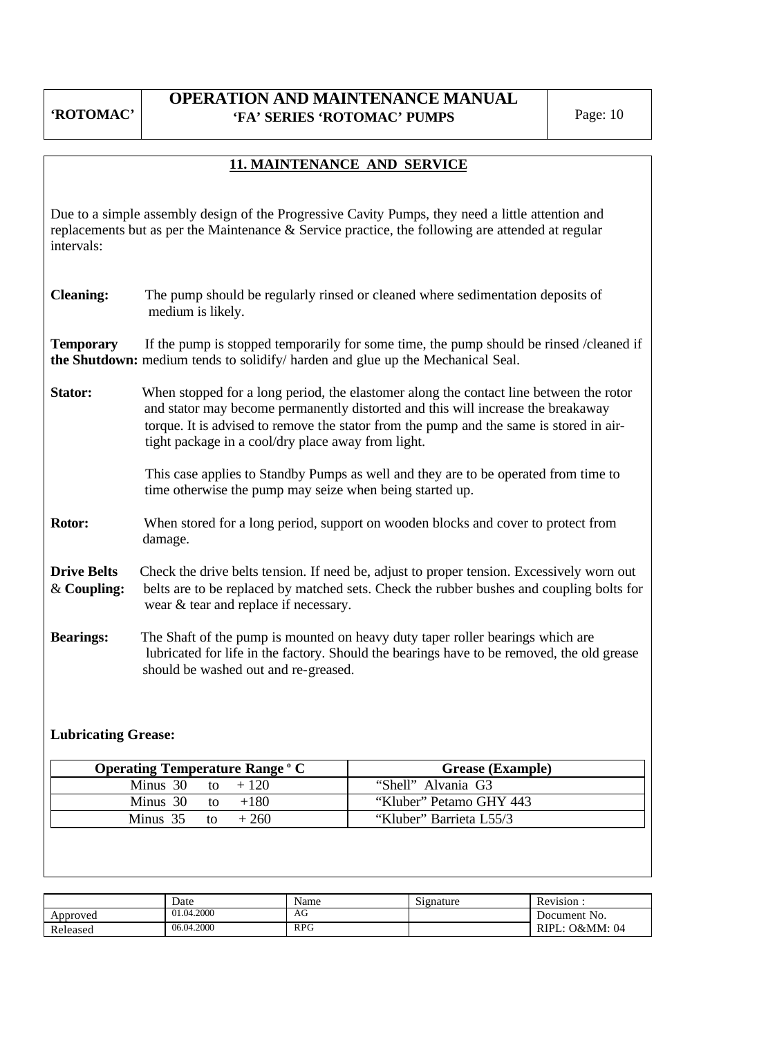## 11. MAINTENANCE AND SERVICE

Due to a simple assembly design of the Progressive Cavity Pumps, they need a little attention and replacements but as per the Maintenance & Service practice, the following are attended at regular intervals:

**Cleaning:** The pump should be regularly rinsed or cleaned where sedimentation deposits of medium is likely.

**Temporary the Shutdown:** If the pump is stopped temporarily for some time, the pump should be rinsed /cleaned if medium tends to solidify/ harden and glue up the Mechanical Seal.

**Stator:** When stopped for a long period, the elastomer along the contact line between the rotor and stator may become permanently distorted and this will increase the breakaway torque. It is advised to remove the stator from the pump and the same is stored in air-tight package in a cool/dry place away from light.

This case applies to Standby Pumps as well and they are to be operated from time to time otherwise the pump may seize when being started up.

**Rotor:** When stored for a long period, support on wooden blocks and cover to protect from damage.

**Drive Belts & Coupling:** Check the drive belts tension. If need be, adjust to proper tension. Excessively worn out belts are to be replaced by matched sets. Check the rubber bushes and coupling bolts for wear & tear and replace if necessary.

**Bearings:** The Shaft of the pump is mounted on heavy duty taper roller bearings which are lubricated for life in the factory. Should the bearings have to be removed, the old grease should be washed out and re-greased.

**Lubricating Grease:**

| Operating Temperature Range ° C | Grease (Example) |
|---|---|
| Minus 30 to + 120 | "Shell" Alvania G3 |
| Minus 30 to +180 | "Kluber" Petamo GHY 443 |
| Minus 35 to + 260 | "Kluber" Barrieta L55/3 |

| | Date | Name | Signature | Revision : |
|---|---|---|---|---|
| Approved | 01.04.2000 | AG | | Document No. |
| Released | 06.04.2000 | RPG | | RIPL: O&MM: 04 |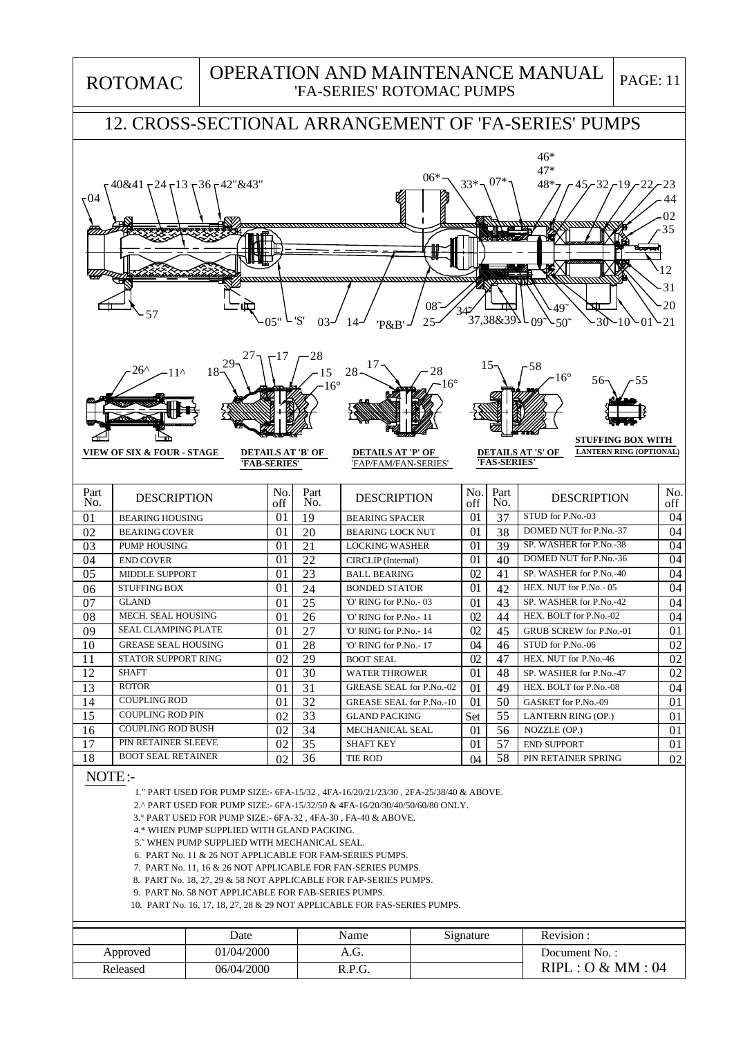## 12. CROSS-SECTIONAL ARRANGEMENT OF 'FA-SERIES' PUMPS

VIEW OF SIX & FOUR - STAGE

DETAILS AT 'B' OF 'FAB-SERIES'

DETAILS AT 'P' OF 'FAP/FAM/FAN-SERIES'

DETAILS AT 'S' OF 'FAS-SERIES'

STUFFING BOX WITH LANTERN RING (OPTIONAL)

| Part No. | DESCRIPTION | No. off | Part No. | DESCRIPTION | No. off | Part No. | DESCRIPTION | No. off |
|---|---|---|---|---|---|---|---|---|
| 01 | BEARING HOUSING | 01 | 19 | BEARING SPACER | 01 | 37 | STUD for P.No.-03 | 04 |
| 02 | BEARING COVER | 01 | 20 | BEARING LOCK NUT | 01 | 38 | DOMED NUT for P.No.-37 | 04 |
| 03 | PUMP HOUSING | 01 | 21 | LOCKING WASHER | 01 | 39 | SP. WASHER for P.No.-38 | 04 |
| 04 | END COVER | 01 | 22 | CIRCLIP (Internal) | 01 | 40 | DOMED NUT for P.No.-36 | 04 |
| 05 | MIDDLE SUPPORT | 01 | 23 | BALL BEARING | 02 | 41 | SP. WASHER for P.No.-40 | 04 |
| 06 | STUFFING BOX | 01 | 24 | BONDED STATOR | 01 | 42 | HEX. NUT for P.No.- 05 | 04 |
| 07 | GLAND | 01 | 25 | 'O' RING for P.No.- 03 | 01 | 43 | SP. WASHER for P.No.-42 | 04 |
| 08 | MECH. SEAL HOUSING | 01 | 26 | 'O' RING for P.No.- 11 | 02 | 44 | HEX. BOLT for P.No.-02 | 04 |
| 09 | SEAL CLAMPING PLATE | 01 | 27 | 'O' RING for P.No.- 14 | 02 | 45 | GRUB SCREW for P.No.-01 | 01 |
| 10 | GREASE SEAL HOUSING | 01 | 28 | 'O' RING for P.No.- 17 | 04 | 46 | STUD for P.No.-06 | 02 |
| 11 | STATOR SUPPORT RING | 02 | 29 | BOOT SEAL | 02 | 47 | HEX. NUT for P.No.-46 | 02 |
| 12 | SHAFT | 01 | 30 | WATER THROWER | 01 | 48 | SP. WASHER for P.No.-47 | 02 |
| 13 | ROTOR | 01 | 31 | GREASE SEAL for P.No.-02 | 01 | 49 | HEX. BOLT for P.No.-08 | 04 |
| 14 | COUPLING ROD | 01 | 32 | GREASE SEAL for P.No.-10 | 01 | 50 | GASKET for P.No.-09 | 01 |
| 15 | COUPLING ROD PIN | 02 | 33 | GLAND PACKING | Set | 55 | LANTERN RING (OP.) | 01 |
| 16 | COUPLING ROD BUSH | 02 | 34 | MECHANICAL SEAL | 01 | 56 | NOZZLE (OP.) | 01 |
| 17 | PIN RETAINER SLEEVE | 02 | 35 | SHAFT KEY | 01 | 57 | END SUPPORT | 01 |
| 18 | BOOT SEAL RETAINER | 02 | 36 | TIE ROD | 04 | 58 | PIN RETAINER SPRING | 02 |

NOTE:-

1." PART USED FOR PUMP SIZE:- 6FA-15/32 , 4FA-16/20/21/23/30 , 2FA-25/38/40 & ABOVE.
2.^ PART USED FOR PUMP SIZE:- 6FA-15/32/50 & 4FA-16/20/30/40/50/60/80 ONLY.
3.° PART USED FOR PUMP SIZE:- 6FA-32 , 4FA-30 , FA-40 & ABOVE.
4.* WHEN PUMP SUPPLIED WITH GLAND PACKING.
5.˜ WHEN PUMP SUPPLIED WITH MECHANICAL SEAL.
6. PART No. 11 & 26 NOT APPLICABLE FOR FAM-SERIES PUMPS.
7. PART No. 11, 16 & 26 NOT APPLICABLE FOR FAN-SERIES PUMPS.
8. PART No. 18, 27, 29 & 58 NOT APPLICABLE FOR FAP-SERIES PUMPS.
9. PART No. 58 NOT APPLICABLE FOR FAB-SERIES PUMPS.
10. PART No. 16, 17, 18, 27, 28 & 29 NOT APPLICABLE FOR FAS-SERIES PUMPS.

| | Date | Name | Signature | Revision : |
|---|---|---|---|---|
| Approved | 01/04/2000 | A.G. | | Document No. : |
| Released | 06/04/2000 | R.P.G. | | RIPL : O & MM : 04 |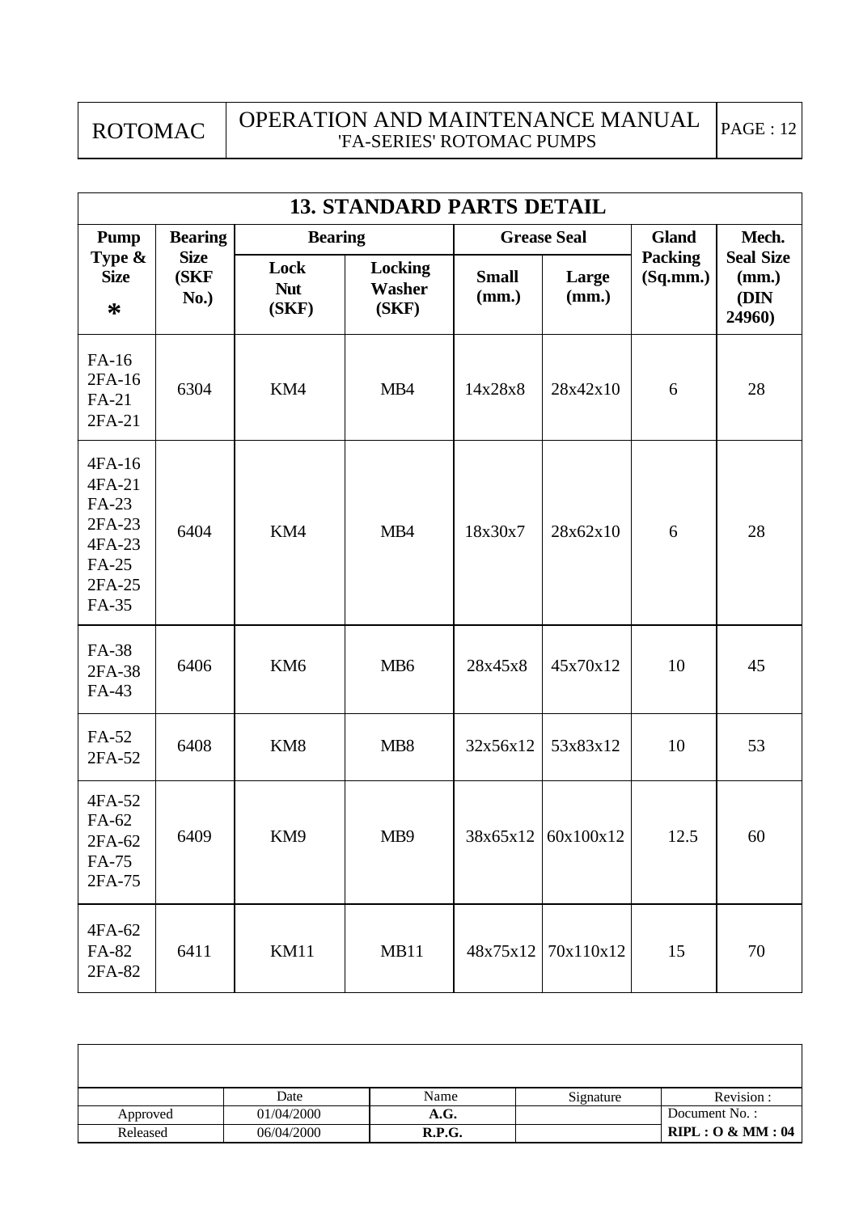## 13. STANDARD PARTS DETAIL

| Pump Type & Size * | Bearing Size (SKF No.) | Bearing | | Grease Seal | | Gland Packing (Sq.mm.) | Mech. Seal Size (mm.) (DIN 24960) |
|---|---|---|---|---|---|---|---|
| | | Lock Nut (SKF) | Locking Washer (SKF) | Small (mm.) | Large (mm.) | | |
| FA-16 2FA-16 FA-21 2FA-21 | 6304 | KM4 | MB4 | 14x28x8 | 28x42x10 | 6 | 28 |
| 4FA-16 4FA-21 FA-23 2FA-23 4FA-23 FA-25 2FA-25 FA-35 | 6404 | KM4 | MB4 | 18x30x7 | 28x62x10 | 6 | 28 |
| FA-38 2FA-38 FA-43 | 6406 | KM6 | MB6 | 28x45x8 | 45x70x12 | 10 | 45 |
| FA-52 2FA-52 | 6408 | KM8 | MB8 | 32x56x12 | 53x83x12 | 10 | 53 |
| 4FA-52 FA-62 2FA-62 FA-75 2FA-75 | 6409 | KM9 | MB9 | 38x65x12 | 60x100x12 | 12.5 | 60 |
| 4FA-62 FA-82 2FA-82 | 6411 | KM11 | MB11 | 48x75x12 | 70x110x12 | 15 | 70 |

| | Date | Name | Signature | Revision : |
|---|---|---|---|---|
| Approved | 01/04/2000 | **A.G.** | | Document No. : |
| Released | 06/04/2000 | **R.P.G.** | | **RIPL : O & MM : 04** |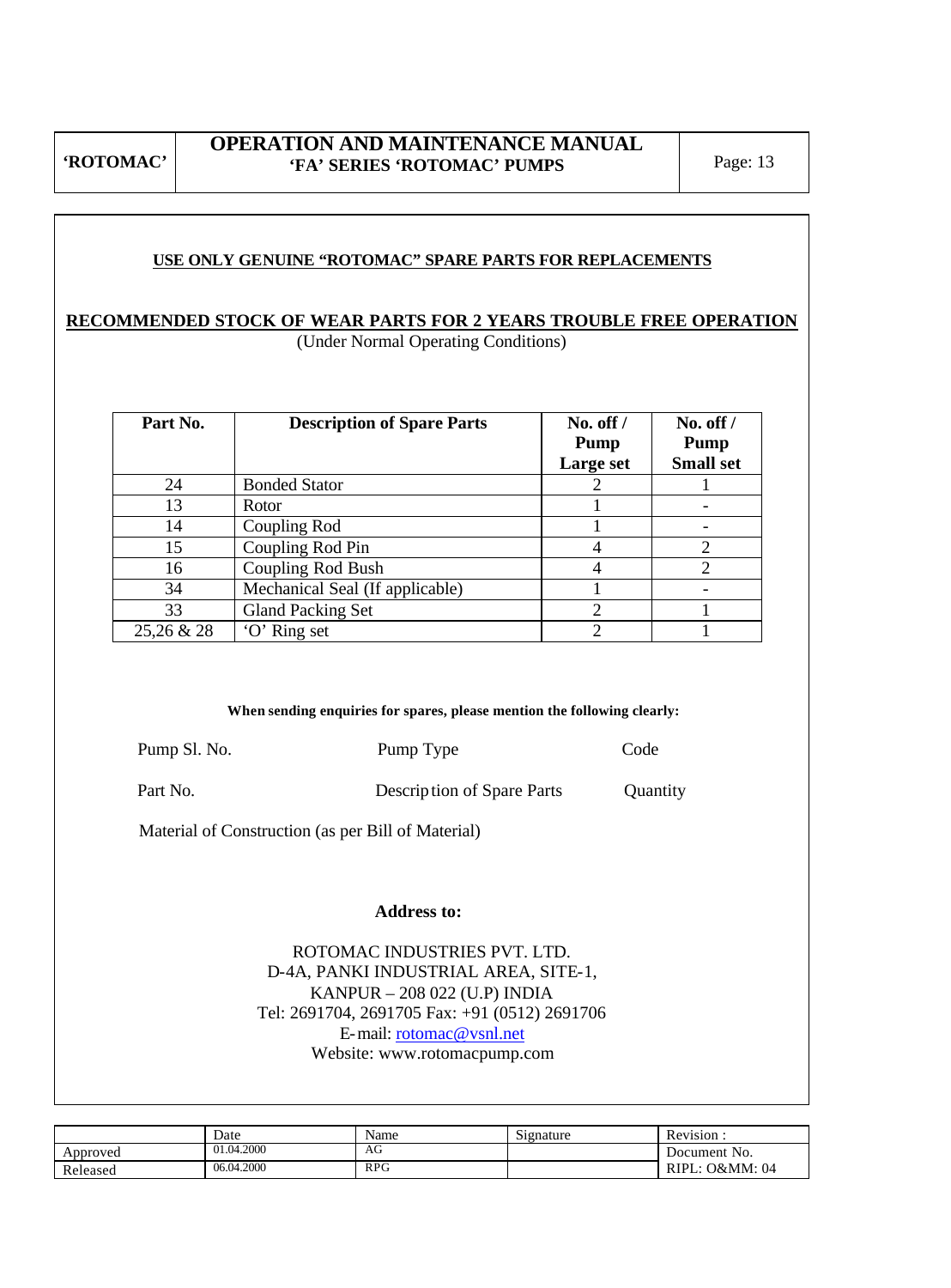**USE ONLY GENUINE "ROTOMAC" SPARE PARTS FOR REPLACEMENTS**

**RECOMMENDED STOCK OF WEAR PARTS FOR 2 YEARS TROUBLE FREE OPERATION**

(Under Normal Operating Conditions)

| Part No. | Description of Spare Parts | No. off / Pump Large set | No. off / Pump Small set |
|---|---|---|---|
| 24 | Bonded Stator | 2 | 1 |
| 13 | Rotor | 1 | - |
| 14 | Coupling Rod | 1 | - |
| 15 | Coupling Rod Pin | 4 | 2 |
| 16 | Coupling Rod Bush | 4 | 2 |
| 34 | Mechanical Seal (If applicable) | 1 | - |
| 33 | Gland Packing Set | 2 | 1 |
| 25,26 & 28 | 'O' Ring set | 2 | 1 |

**When sending enquiries for spares, please mention the following clearly:**

Pump Sl. No. | Pump Type | Code

Part No. | Description of Spare Parts | Quantity

Material of Construction (as per Bill of Material)

**Address to:**

ROTOMAC INDUSTRIES PVT. LTD.
D-4A, PANKI INDUSTRIAL AREA, SITE-1,
KANPUR – 208 022 (U.P) INDIA
Tel: 2691704, 2691705 Fax: +91 (0512) 2691706
E-mail: rotomac@vsnl.net
Website: www.rotomacpump.com

| | Date | Name | Signature | Revision : |
|---|---|---|---|---|
| Approved | 01.04.2000 | AG | | Document No. |
| Released | 06.04.2000 | RPG | | RIPL: O&MM: 04 |